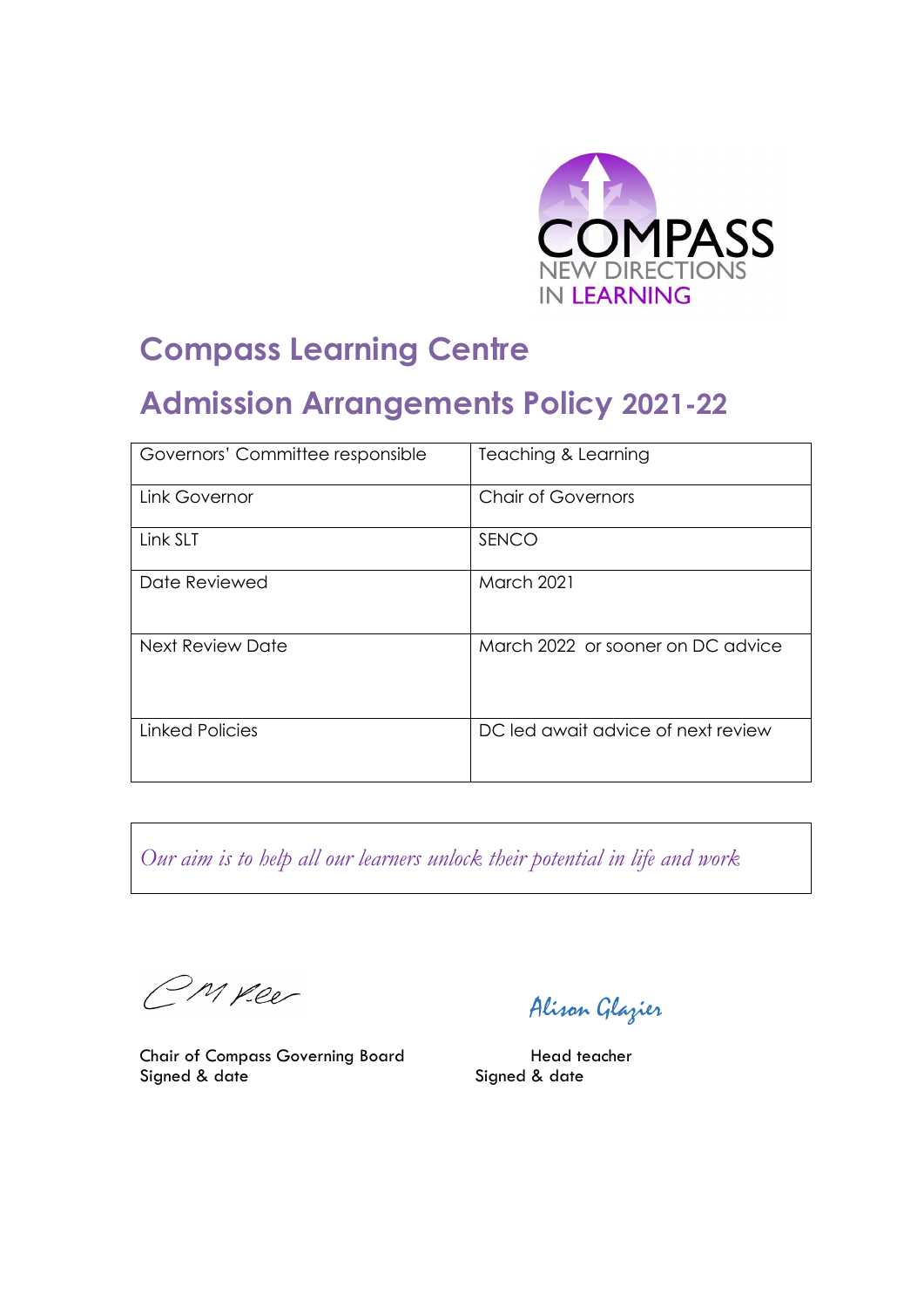COMPASS
NEW DIRECTIONS
IN LEARNING

# Compass Learning Centre

# Admission Arrangements Policy 2021-22

| Governors' Committee responsible | Teaching & Learning |
|---|---|
| Link Governor | Chair of Governors |
| Link SLT | SENCO |
| Date Reviewed | March 2021 |
| Next Review Date | March 2022 or sooner on DC advice |
| Linked Policies | DC led await advice of next review |

*Our aim is to help all our learners unlock their potential in life and work*

CM Kee

Alison Glazier

Chair of Compass Governing Board
Signed & date

Head teacher
Signed & date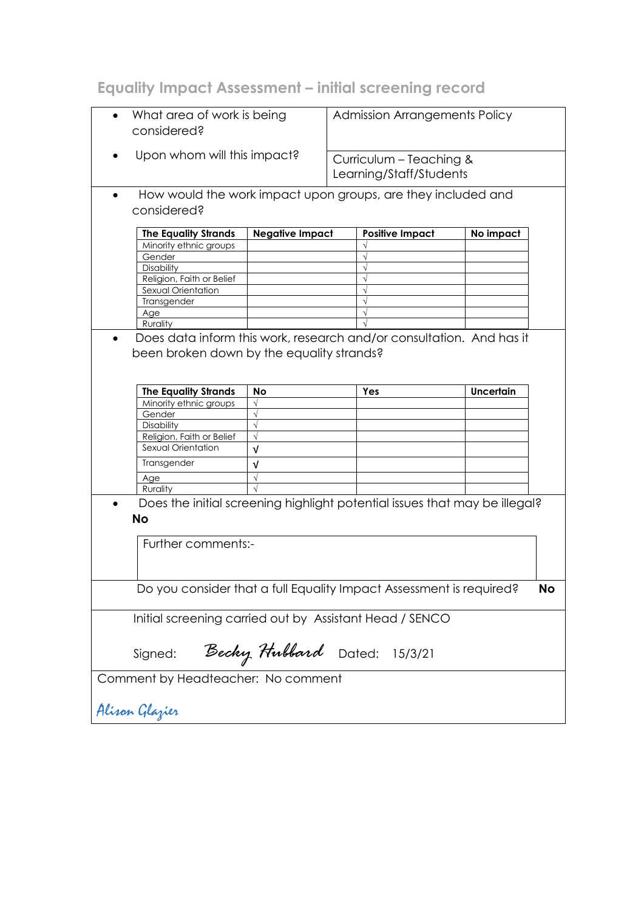## Equality Impact Assessment – initial screening record

| | |
|---|---|
| • What area of work is being considered? | Admission Arrangements Policy |
| • Upon whom will this impact? | Curriculum – Teaching & Learning/Staff/Students |

- How would the work impact upon groups, are they included and considered?

| The Equality Strands | Negative Impact | Positive Impact | No impact |
|---|---|---|---|
| Minority ethnic groups | | √ | |
| Gender | | √ | |
| Disability | | √ | |
| Religion, Faith or Belief | | √ | |
| Sexual Orientation | | √ | |
| Transgender | | √ | |
| Age | | √ | |
| Rurality | | √ | |

- Does data inform this work, research and/or consultation. And has it been broken down by the equality strands?

| The Equality Strands | No | Yes | Uncertain |
|---|---|---|---|
| Minority ethnic groups | √ | | |
| Gender | √ | | |
| Disability | √ | | |
| Religion, Faith or Belief | √ | | |
| Sexual Orientation | √ | | |
| Transgender | √ | | |
| Age | √ | | |
| Rurality | √ | | |

- Does the initial screening highlight potential issues that may be illegal?

**No**

Further comments:-

Do you consider that a full Equality Impact Assessment is required? **No**

Initial screening carried out by Assistant Head / SENCO

Signed: *Becky Hubbard* Dated: 15/3/21

Comment by Headteacher: No comment

*Alison Glazier*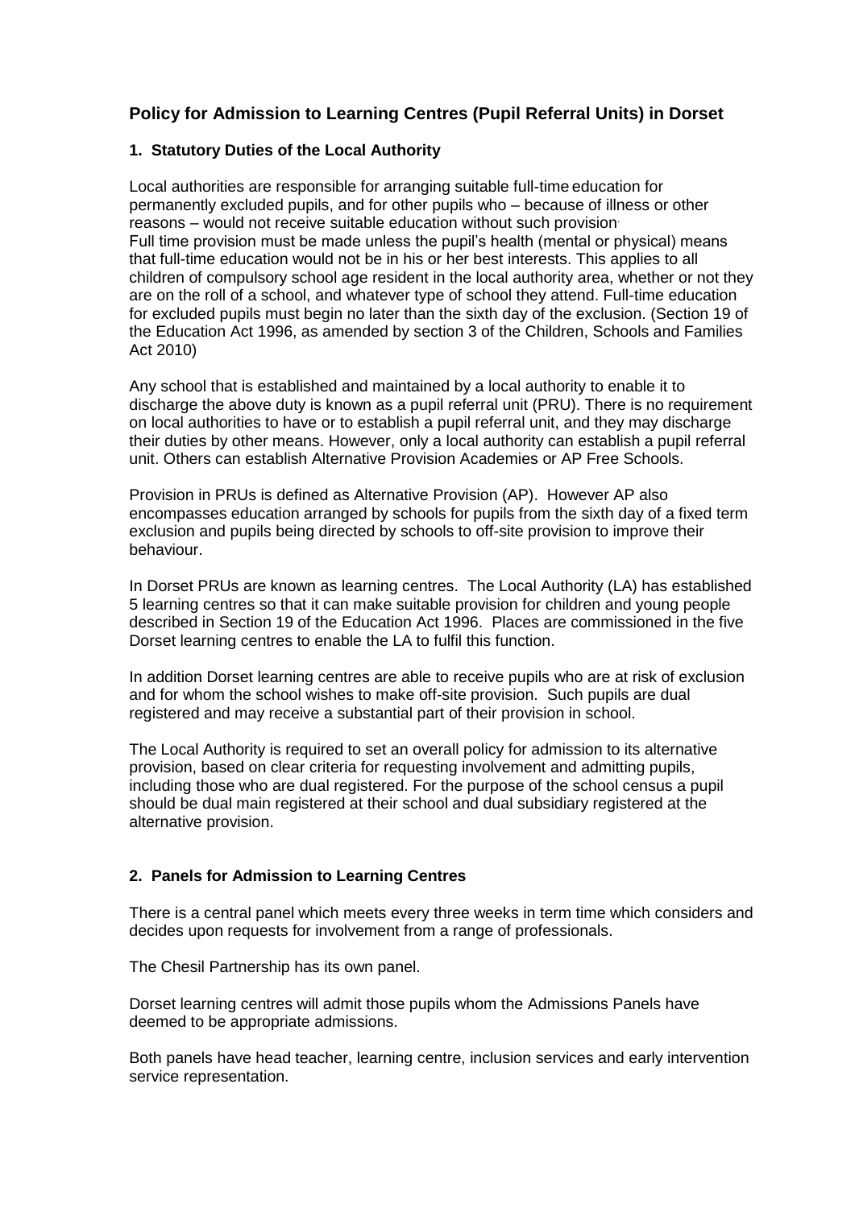# Policy for Admission to Learning Centres (Pupil Referral Units) in Dorset

## 1. Statutory Duties of the Local Authority

Local authorities are responsible for arranging suitable full-time education for permanently excluded pupils, and for other pupils who – because of illness or other reasons – would not receive suitable education without such provision.
Full time provision must be made unless the pupil's health (mental or physical) means that full-time education would not be in his or her best interests. This applies to all children of compulsory school age resident in the local authority area, whether or not they are on the roll of a school, and whatever type of school they attend. Full-time education for excluded pupils must begin no later than the sixth day of the exclusion. (Section 19 of the Education Act 1996, as amended by section 3 of the Children, Schools and Families Act 2010)

Any school that is established and maintained by a local authority to enable it to discharge the above duty is known as a pupil referral unit (PRU). There is no requirement on local authorities to have or to establish a pupil referral unit, and they may discharge their duties by other means. However, only a local authority can establish a pupil referral unit. Others can establish Alternative Provision Academies or AP Free Schools.

Provision in PRUs is defined as Alternative Provision (AP). However AP also encompasses education arranged by schools for pupils from the sixth day of a fixed term exclusion and pupils being directed by schools to off-site provision to improve their behaviour.

In Dorset PRUs are known as learning centres. The Local Authority (LA) has established 5 learning centres so that it can make suitable provision for children and young people described in Section 19 of the Education Act 1996. Places are commissioned in the five Dorset learning centres to enable the LA to fulfil this function.

In addition Dorset learning centres are able to receive pupils who are at risk of exclusion and for whom the school wishes to make off-site provision. Such pupils are dual registered and may receive a substantial part of their provision in school.

The Local Authority is required to set an overall policy for admission to its alternative provision, based on clear criteria for requesting involvement and admitting pupils, including those who are dual registered. For the purpose of the school census a pupil should be dual main registered at their school and dual subsidiary registered at the alternative provision.

## 2. Panels for Admission to Learning Centres

There is a central panel which meets every three weeks in term time which considers and decides upon requests for involvement from a range of professionals.

The Chesil Partnership has its own panel.

Dorset learning centres will admit those pupils whom the Admissions Panels have deemed to be appropriate admissions.

Both panels have head teacher, learning centre, inclusion services and early intervention service representation.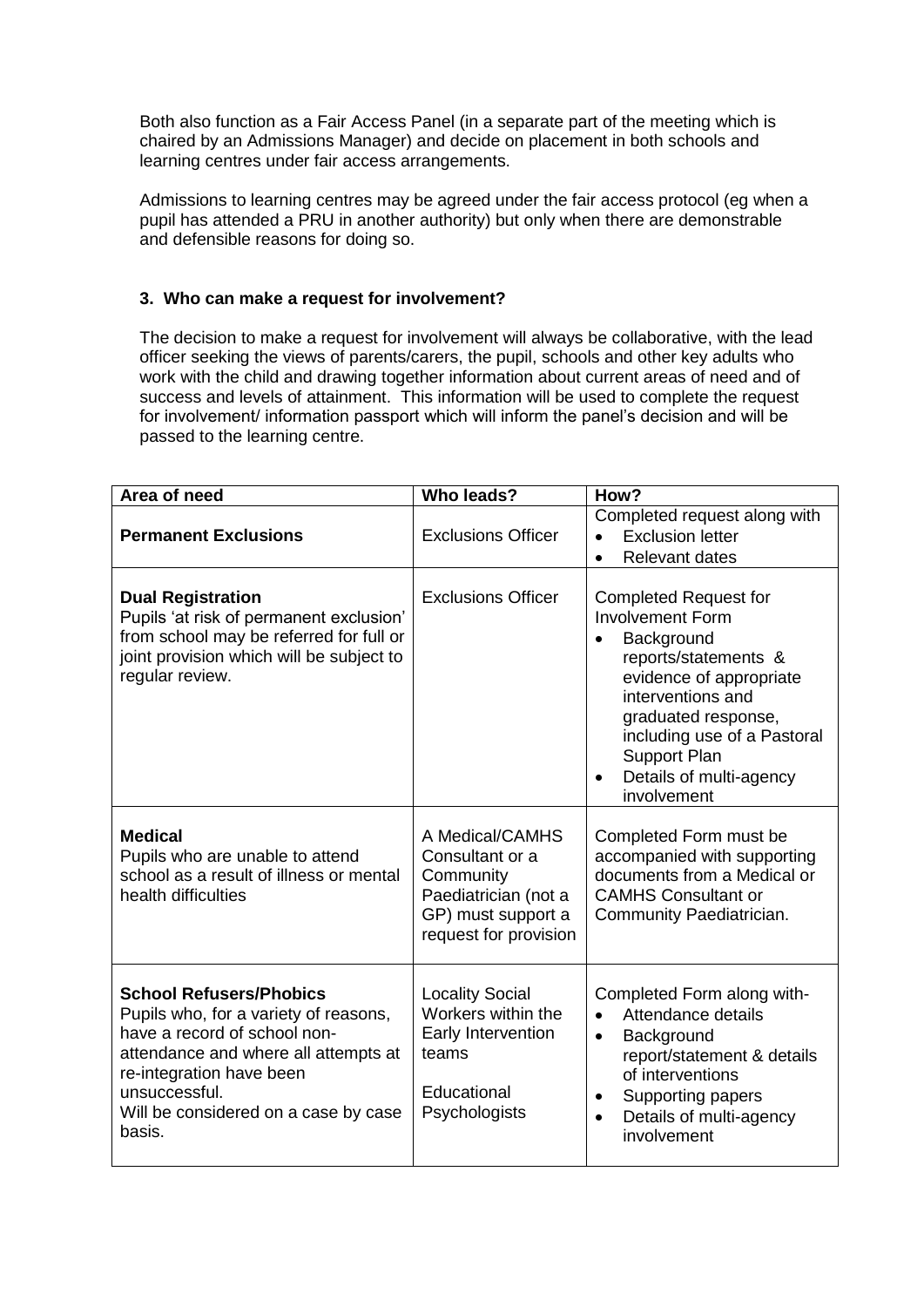Both also function as a Fair Access Panel (in a separate part of the meeting which is chaired by an Admissions Manager) and decide on placement in both schools and learning centres under fair access arrangements.

Admissions to learning centres may be agreed under the fair access protocol (eg when a pupil has attended a PRU in another authority) but only when there are demonstrable and defensible reasons for doing so.

### 3. Who can make a request for involvement?

The decision to make a request for involvement will always be collaborative, with the lead officer seeking the views of parents/carers, the pupil, schools and other key adults who work with the child and drawing together information about current areas of need and of success and levels of attainment. This information will be used to complete the request for involvement/ information passport which will inform the panel's decision and will be passed to the learning centre.

| Area of need | Who leads? | How? |
|---|---|---|
| **Permanent Exclusions** | Exclusions Officer | Completed request along with<br>• Exclusion letter<br>• Relevant dates |
| **Dual Registration**<br>Pupils 'at risk of permanent exclusion' from school may be referred for full or joint provision which will be subject to regular review. | Exclusions Officer | Completed Request for Involvement Form<br>• Background reports/statements & evidence of appropriate interventions and graduated response, including use of a Pastoral Support Plan<br>• Details of multi-agency involvement |
| **Medical**<br>Pupils who are unable to attend school as a result of illness or mental health difficulties | A Medical/CAMHS Consultant or a Community Paediatrician (not a GP) must support a request for provision | Completed Form must be accompanied with supporting documents from a Medical or CAMHS Consultant or Community Paediatrician. |
| **School Refusers/Phobics**<br>Pupils who, for a variety of reasons, have a record of school non-attendance and where all attempts at re-integration have been unsuccessful.<br>Will be considered on a case by case basis. | Locality Social Workers within the Early Intervention teams<br><br>Educational Psychologists | Completed Form along with-<br>• Attendance details<br>• Background report/statement & details of interventions<br>• Supporting papers<br>• Details of multi-agency involvement |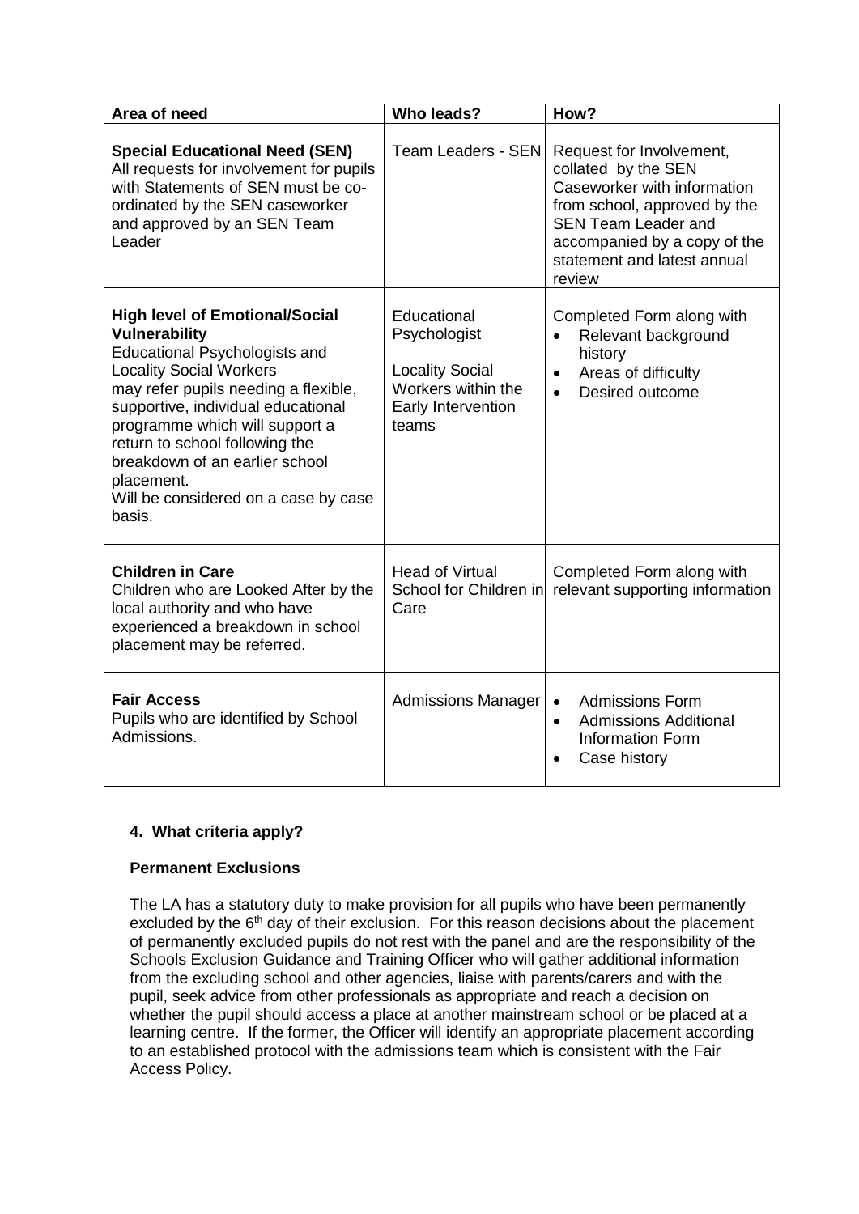| Area of need | Who leads? | How? |
| --- | --- | --- |
| **Special Educational Need (SEN)** All requests for involvement for pupils with Statements of SEN must be co-ordinated by the SEN caseworker and approved by an SEN Team Leader | Team Leaders - SEN | Request for Involvement, collated by the SEN Caseworker with information from school, approved by the SEN Team Leader and accompanied by a copy of the statement and latest annual review |
| **High level of Emotional/Social Vulnerability** Educational Psychologists and Locality Social Workers may refer pupils needing a flexible, supportive, individual educational programme which will support a return to school following the breakdown of an earlier school placement. Will be considered on a case by case basis. | Educational Psychologist<br><br>Locality Social Workers within the Early Intervention teams | Completed Form along with<br>• Relevant background history<br>• Areas of difficulty<br>• Desired outcome |
| **Children in Care** Children who are Looked After by the local authority and who have experienced a breakdown in school placement may be referred. | Head of Virtual School for Children in Care | Completed Form along with relevant supporting information |
| **Fair Access** Pupils who are identified by School Admissions. | Admissions Manager | • Admissions Form<br>• Admissions Additional Information Form<br>• Case history |

#### 4. What criteria apply?

**Permanent Exclusions**

The LA has a statutory duty to make provision for all pupils who have been permanently excluded by the 6th day of their exclusion. For this reason decisions about the placement of permanently excluded pupils do not rest with the panel and are the responsibility of the Schools Exclusion Guidance and Training Officer who will gather additional information from the excluding school and other agencies, liaise with parents/carers and with the pupil, seek advice from other professionals as appropriate and reach a decision on whether the pupil should access a place at another mainstream school or be placed at a learning centre. If the former, the Officer will identify an appropriate placement according to an established protocol with the admissions team which is consistent with the Fair Access Policy.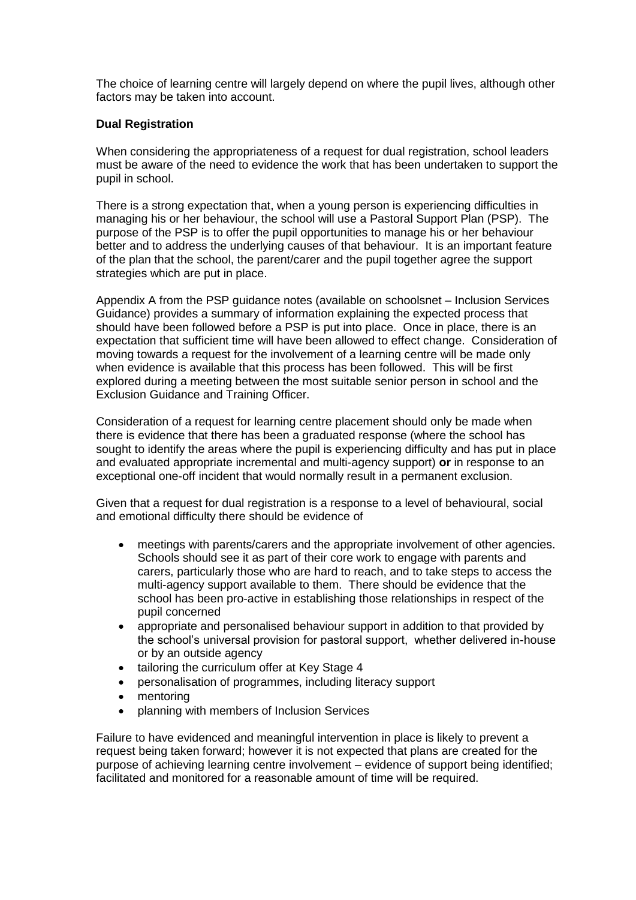The choice of learning centre will largely depend on where the pupil lives, although other factors may be taken into account.

**Dual Registration**

When considering the appropriateness of a request for dual registration, school leaders must be aware of the need to evidence the work that has been undertaken to support the pupil in school.

There is a strong expectation that, when a young person is experiencing difficulties in managing his or her behaviour, the school will use a Pastoral Support Plan (PSP). The purpose of the PSP is to offer the pupil opportunities to manage his or her behaviour better and to address the underlying causes of that behaviour. It is an important feature of the plan that the school, the parent/carer and the pupil together agree the support strategies which are put in place.

Appendix A from the PSP guidance notes (available on schoolsnet – Inclusion Services Guidance) provides a summary of information explaining the expected process that should have been followed before a PSP is put into place. Once in place, there is an expectation that sufficient time will have been allowed to effect change. Consideration of moving towards a request for the involvement of a learning centre will be made only when evidence is available that this process has been followed. This will be first explored during a meeting between the most suitable senior person in school and the Exclusion Guidance and Training Officer.

Consideration of a request for learning centre placement should only be made when there is evidence that there has been a graduated response (where the school has sought to identify the areas where the pupil is experiencing difficulty and has put in place and evaluated appropriate incremental and multi-agency support) **or** in response to an exceptional one-off incident that would normally result in a permanent exclusion.

Given that a request for dual registration is a response to a level of behavioural, social and emotional difficulty there should be evidence of

- meetings with parents/carers and the appropriate involvement of other agencies. Schools should see it as part of their core work to engage with parents and carers, particularly those who are hard to reach, and to take steps to access the multi-agency support available to them. There should be evidence that the school has been pro-active in establishing those relationships in respect of the pupil concerned
- appropriate and personalised behaviour support in addition to that provided by the school's universal provision for pastoral support, whether delivered in-house or by an outside agency
- tailoring the curriculum offer at Key Stage 4
- personalisation of programmes, including literacy support
- mentoring
- planning with members of Inclusion Services

Failure to have evidenced and meaningful intervention in place is likely to prevent a request being taken forward; however it is not expected that plans are created for the purpose of achieving learning centre involvement – evidence of support being identified; facilitated and monitored for a reasonable amount of time will be required.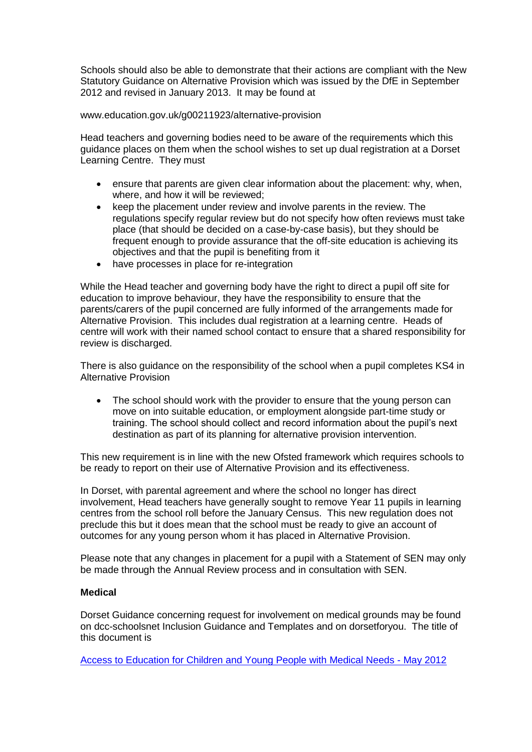Schools should also be able to demonstrate that their actions are compliant with the New Statutory Guidance on Alternative Provision which was issued by the DfE in September 2012 and revised in January 2013. It may be found at

www.education.gov.uk/g00211923/alternative-provision

Head teachers and governing bodies need to be aware of the requirements which this guidance places on them when the school wishes to set up dual registration at a Dorset Learning Centre. They must

- ensure that parents are given clear information about the placement: why, when, where, and how it will be reviewed;
- keep the placement under review and involve parents in the review. The regulations specify regular review but do not specify how often reviews must take place (that should be decided on a case-by-case basis), but they should be frequent enough to provide assurance that the off-site education is achieving its objectives and that the pupil is benefiting from it
- have processes in place for re-integration

While the Head teacher and governing body have the right to direct a pupil off site for education to improve behaviour, they have the responsibility to ensure that the parents/carers of the pupil concerned are fully informed of the arrangements made for Alternative Provision. This includes dual registration at a learning centre. Heads of centre will work with their named school contact to ensure that a shared responsibility for review is discharged.

There is also guidance on the responsibility of the school when a pupil completes KS4 in Alternative Provision

- The school should work with the provider to ensure that the young person can move on into suitable education, or employment alongside part-time study or training. The school should collect and record information about the pupil's next destination as part of its planning for alternative provision intervention.

This new requirement is in line with the new Ofsted framework which requires schools to be ready to report on their use of Alternative Provision and its effectiveness.

In Dorset, with parental agreement and where the school no longer has direct involvement, Head teachers have generally sought to remove Year 11 pupils in learning centres from the school roll before the January Census. This new regulation does not preclude this but it does mean that the school must be ready to give an account of outcomes for any young person whom it has placed in Alternative Provision.

Please note that any changes in placement for a pupil with a Statement of SEN may only be made through the Annual Review process and in consultation with SEN.

**Medical**

Dorset Guidance concerning request for involvement on medical grounds may be found on dcc-schoolsnet Inclusion Guidance and Templates and on dorsetforyou. The title of this document is

Access to Education for Children and Young People with Medical Needs - May 2012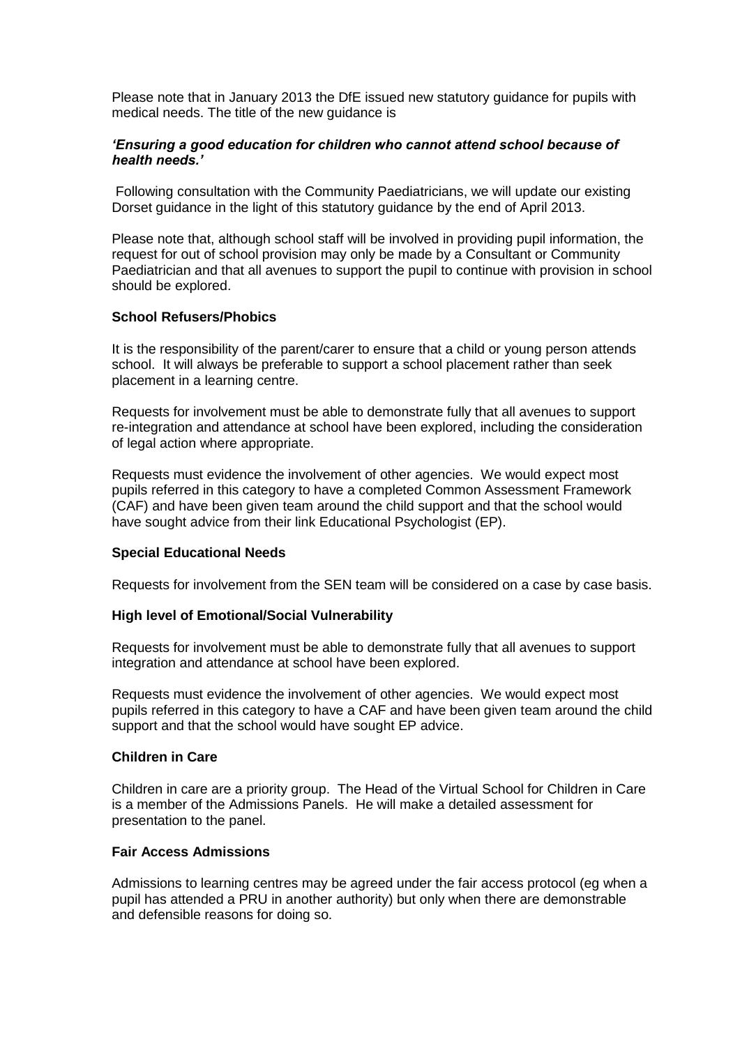Please note that in January 2013 the DfE issued new statutory guidance for pupils with medical needs. The title of the new guidance is

***'Ensuring a good education for children who cannot attend school because of health needs.'***

Following consultation with the Community Paediatricians, we will update our existing Dorset guidance in the light of this statutory guidance by the end of April 2013.

Please note that, although school staff will be involved in providing pupil information, the request for out of school provision may only be made by a Consultant or Community Paediatrician and that all avenues to support the pupil to continue with provision in school should be explored.

**School Refusers/Phobics**

It is the responsibility of the parent/carer to ensure that a child or young person attends school. It will always be preferable to support a school placement rather than seek placement in a learning centre.

Requests for involvement must be able to demonstrate fully that all avenues to support re-integration and attendance at school have been explored, including the consideration of legal action where appropriate.

Requests must evidence the involvement of other agencies. We would expect most pupils referred in this category to have a completed Common Assessment Framework (CAF) and have been given team around the child support and that the school would have sought advice from their link Educational Psychologist (EP).

**Special Educational Needs**

Requests for involvement from the SEN team will be considered on a case by case basis.

**High level of Emotional/Social Vulnerability**

Requests for involvement must be able to demonstrate fully that all avenues to support integration and attendance at school have been explored.

Requests must evidence the involvement of other agencies. We would expect most pupils referred in this category to have a CAF and have been given team around the child support and that the school would have sought EP advice.

**Children in Care**

Children in care are a priority group. The Head of the Virtual School for Children in Care is a member of the Admissions Panels. He will make a detailed assessment for presentation to the panel.

**Fair Access Admissions**

Admissions to learning centres may be agreed under the fair access protocol (eg when a pupil has attended a PRU in another authority) but only when there are demonstrable and defensible reasons for doing so.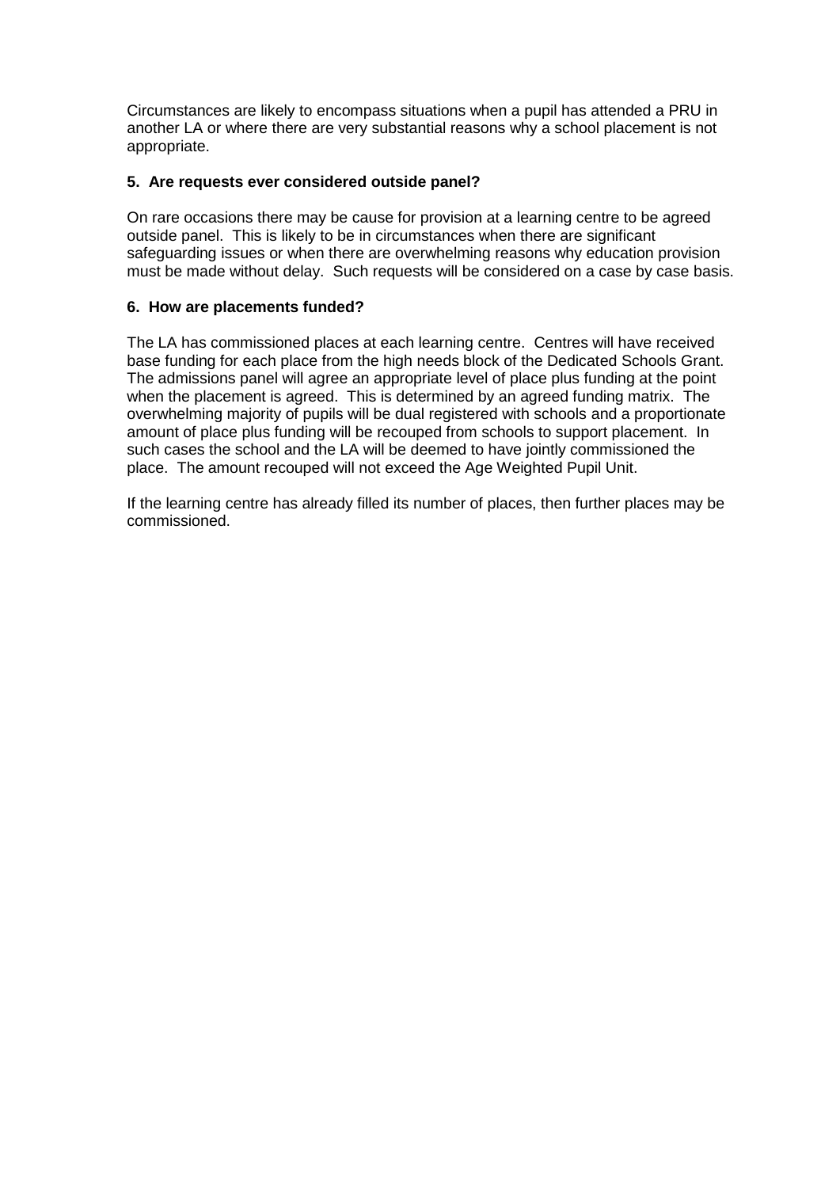Circumstances are likely to encompass situations when a pupil has attended a PRU in another LA or where there are very substantial reasons why a school placement is not appropriate.

**5. Are requests ever considered outside panel?**

On rare occasions there may be cause for provision at a learning centre to be agreed outside panel. This is likely to be in circumstances when there are significant safeguarding issues or when there are overwhelming reasons why education provision must be made without delay. Such requests will be considered on a case by case basis.

**6. How are placements funded?**

The LA has commissioned places at each learning centre. Centres will have received base funding for each place from the high needs block of the Dedicated Schools Grant. The admissions panel will agree an appropriate level of place plus funding at the point when the placement is agreed. This is determined by an agreed funding matrix. The overwhelming majority of pupils will be dual registered with schools and a proportionate amount of place plus funding will be recouped from schools to support placement. In such cases the school and the LA will be deemed to have jointly commissioned the place. The amount recouped will not exceed the Age Weighted Pupil Unit.

If the learning centre has already filled its number of places, then further places may be commissioned.